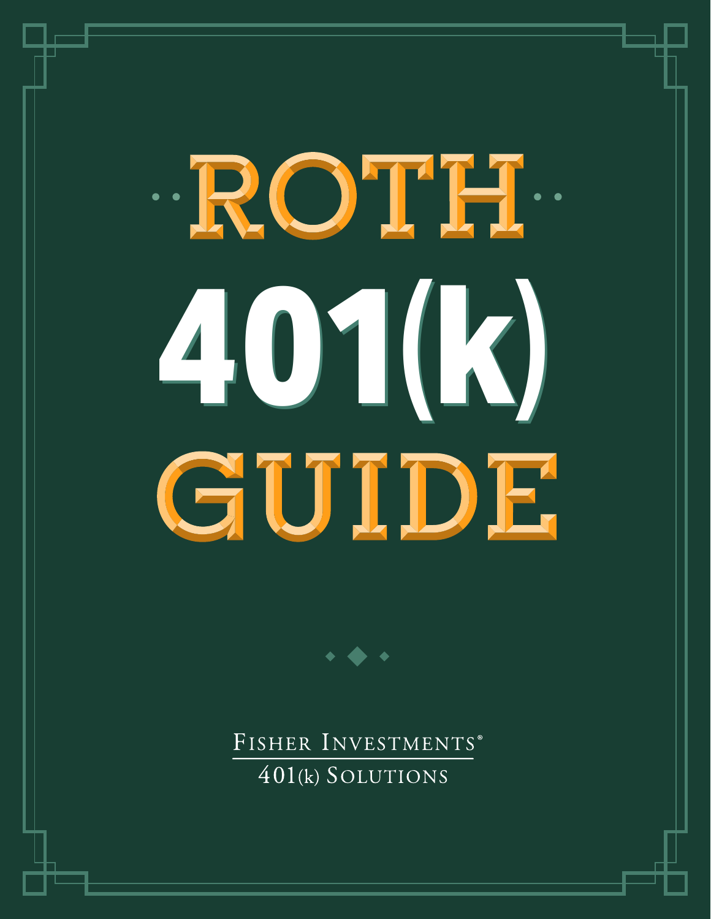# ROTH 401(k) GUIDE

FISHER INVESTMENTS®

401(k) SOLUTIONS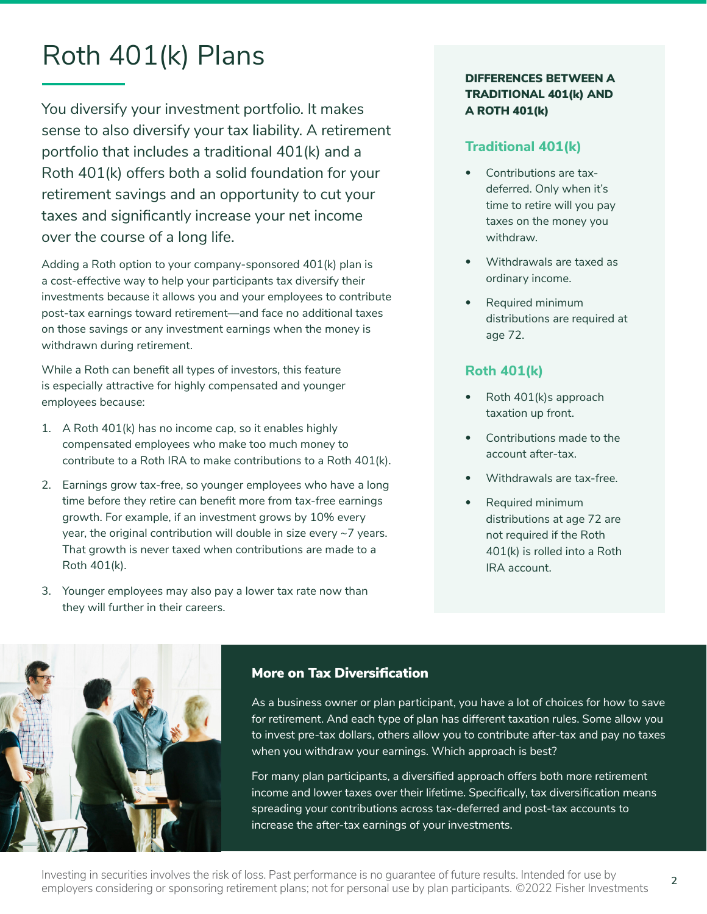# Roth 401(k) Plans

You diversify your investment portfolio. It makes sense to also diversify your tax liability. A retirement portfolio that includes a traditional 401(k) and a Roth 401(k) offers both a solid foundation for your retirement savings and an opportunity to cut your taxes and significantly increase your net income over the course of a long life.

Adding a Roth option to your company-sponsored 401(k) plan is a cost-effective way to help your participants tax diversify their investments because it allows you and your employees to contribute post-tax earnings toward retirement—and face no additional taxes on those savings or any investment earnings when the money is withdrawn during retirement.

While a Roth can benefit all types of investors, this feature is especially attractive for highly compensated and younger employees because:

1. A Roth 401(k) has no income cap, so it enables highly compensated employees who make too much money to contribute to a Roth IRA to make contributions to a Roth 401(k).
2. Earnings grow tax-free, so younger employees who have a long time before they retire can benefit more from tax-free earnings growth. For example, if an investment grows by 10% every year, the original contribution will double in size every ~7 years. That growth is never taxed when contributions are made to a Roth 401(k).
3. Younger employees may also pay a lower tax rate now than they will further in their careers.

**DIFFERENCES BETWEEN A TRADITIONAL 401(k) AND A ROTH 401(k)**

### Traditional 401(k)

- Contributions are tax-deferred. Only when it's time to retire will you pay taxes on the money you withdraw.
- Withdrawals are taxed as ordinary income.
- Required minimum distributions are required at age 72.

### Roth 401(k)

- Roth 401(k)s approach taxation up front.
- Contributions made to the account after-tax.
- Withdrawals are tax-free.
- Required minimum distributions at age 72 are not required if the Roth 401(k) is rolled into a Roth IRA account.

### More on Tax Diversification

As a business owner or plan participant, you have a lot of choices for how to save for retirement. And each type of plan has different taxation rules. Some allow you to invest pre-tax dollars, others allow you to contribute after-tax and pay no taxes when you withdraw your earnings. Which approach is best?

For many plan participants, a diversified approach offers both more retirement income and lower taxes over their lifetime. Specifically, tax diversification means spreading your contributions across tax-deferred and post-tax accounts to increase the after-tax earnings of your investments.

Investing in securities involves the risk of loss. Past performance is no guarantee of future results. Intended for use by employers considering or sponsoring retirement plans; not for personal use by plan participants. ©2022 Fisher Investments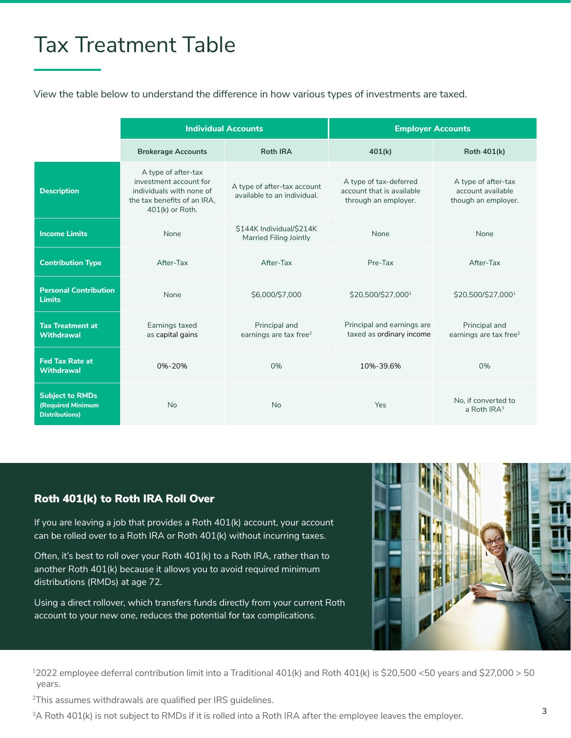# Tax Treatment Table

View the table below to understand the difference in how various types of investments are taxed.

| | Individual Accounts | | Employer Accounts | |
|---|---|---|---|---|
| | **Brokerage Accounts** | **Roth IRA** | **401(k)** | **Roth 401(k)** |
| **Description** | A type of after-tax investment account for individuals with none of the tax benefits of an IRA, 401(k) or Roth. | A type of after-tax account available to an individual. | A type of tax-deferred account that is available through an employer. | A type of after-tax account available though an employer. |
| **Income Limits** | None | $144K Individual/$214K Married Filing Jointly | None | None |
| **Contribution Type** | After-Tax | After-Tax | Pre-Tax | After-Tax |
| **Personal Contribution Limits** | None | $6,000/$7,000 | $20,500/$27,000[1] | $20,500/$27,000[1] |
| **Tax Treatment at Withdrawal** | Earnings taxed as capital gains | Principal and earnings are tax free[2] | Principal and earnings are taxed as ordinary income | Principal and earnings are tax free[2] |
| **Fed Tax Rate at Withdrawal** | 0%-20% | 0% | 10%-39.6% | 0% |
| **Subject to RMDs (Required Minimum Distributions)** | No | No | Yes | No, if converted to a Roth IRA[3] |

## Roth 401(k) to Roth IRA Roll Over

If you are leaving a job that provides a Roth 401(k) account, your account can be rolled over to a Roth IRA or Roth 401(k) without incurring taxes.

Often, it's best to roll over your Roth 401(k) to a Roth IRA, rather than to another Roth 401(k) because it allows you to avoid required minimum distributions (RMDs) at age 72.

Using a direct rollover, which transfers funds directly from your current Roth account to your new one, reduces the potential for tax complications.

[1] 2022 employee deferral contribution limit into a Traditional 401(k) and Roth 401(k) is $20,500 <50 years and $27,000 > 50 years.

[2] This assumes withdrawals are qualified per IRS guidelines.

[3] A Roth 401(k) is not subject to RMDs if it is rolled into a Roth IRA after the employee leaves the employer.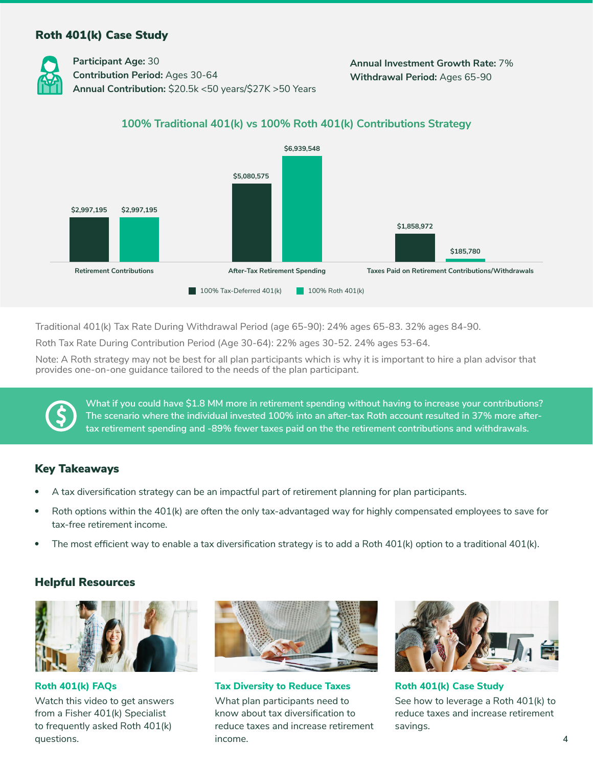## Roth 401(k) Case Study

**Participant Age:** 30
**Contribution Period:** Ages 30-64
**Annual Contribution:** $20.5k <50 years/$27K >50 Years

**Annual Investment Growth Rate:** 7%
**Withdrawal Period:** Ages 65-90

### 100% Traditional 401(k) vs 100% Roth 401(k) Contributions Strategy

| | 100% Tax-Deferred 401(k) | 100% Roth 401(k) |
|---|---|---|
| Retirement Contributions | $2,997,195 | $2,997,195 |
| After-Tax Retirement Spending | $5,080,575 | $6,939,548 |
| Taxes Paid on Retirement Contributions/Withdrawals | $1,858,972 | $185,780 |

Traditional 401(k) Tax Rate During Withdrawal Period (age 65-90): 24% ages 65-83. 32% ages 84-90.

Roth Tax Rate During Contribution Period (Age 30-64): 22% ages 30-52. 24% ages 53-64.

Note: A Roth strategy may not be best for all plan participants which is why it is important to hire a plan advisor that provides one-on-one guidance tailored to the needs of the plan participant.

What if you could have $1.8 MM more in retirement spending without having to increase your contributions? The scenario where the individual invested 100% into an after-tax Roth account resulted in 37% more after-tax retirement spending and -89% fewer taxes paid on the the retirement contributions and withdrawals.

## Key Takeaways

- A tax diversification strategy can be an impactful part of retirement planning for plan participants.
- Roth options within the 401(k) are often the only tax-advantaged way for highly compensated employees to save for tax-free retirement income.
- The most efficient way to enable a tax diversification strategy is to add a Roth 401(k) option to a traditional 401(k).

## Helpful Resources

**Roth 401(k) FAQs**
Watch this video to get answers from a Fisher 401(k) Specialist to frequently asked Roth 401(k) questions.

**Tax Diversity to Reduce Taxes**
What plan participants need to know about tax diversification to reduce taxes and increase retirement income.

**Roth 401(k) Case Study**
See how to leverage a Roth 401(k) to reduce taxes and increase retirement savings.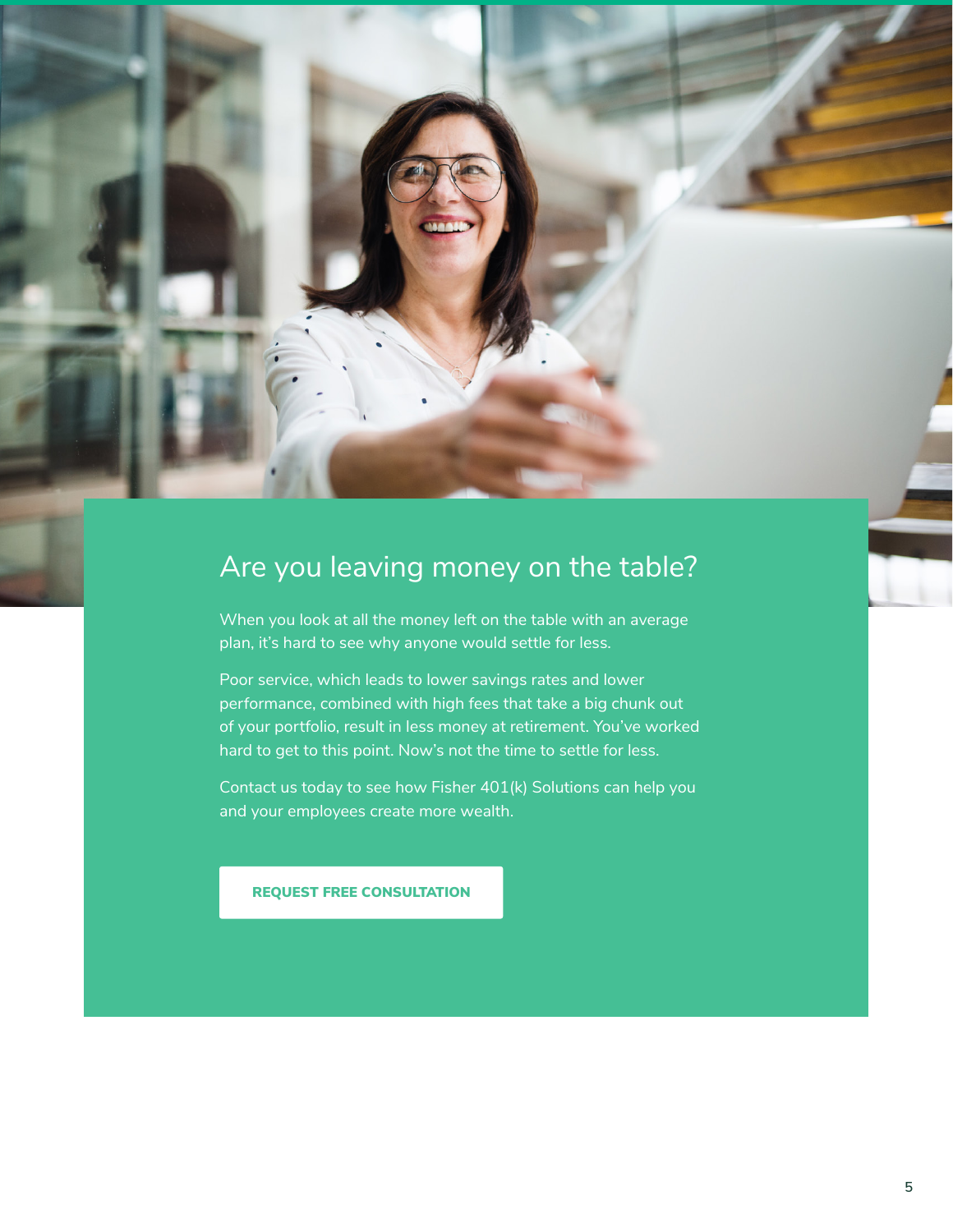## Are you leaving money on the table?

When you look at all the money left on the table with an average plan, it's hard to see why anyone would settle for less.

Poor service, which leads to lower savings rates and lower performance, combined with high fees that take a big chunk out of your portfolio, result in less money at retirement. You've worked hard to get to this point. Now's not the time to settle for less.

Contact us today to see how Fisher 401(k) Solutions can help you and your employees create more wealth.

**REQUEST FREE CONSULTATION**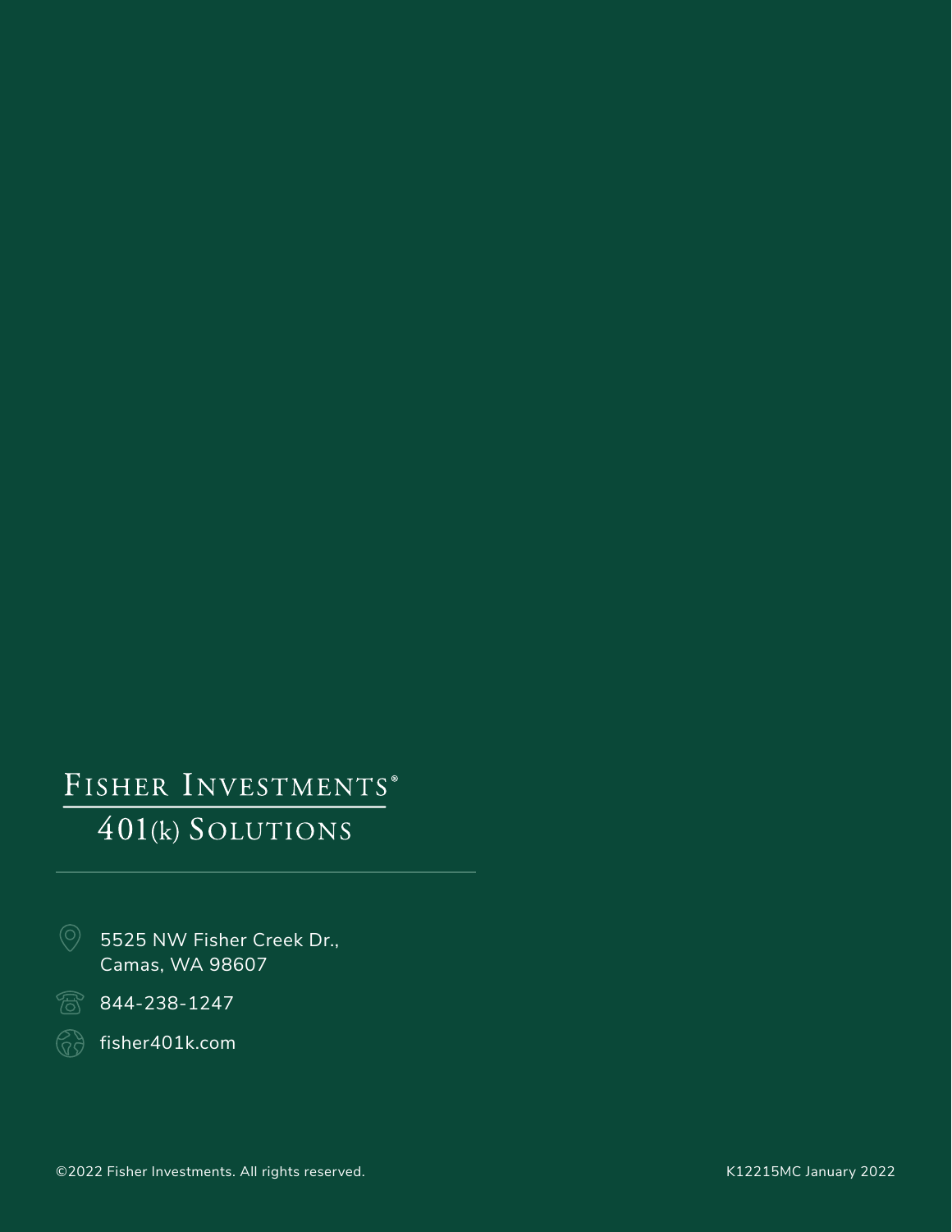FISHER INVESTMENTS®

401(k) SOLUTIONS

5525 NW Fisher Creek Dr.,
Camas, WA 98607

844-238-1247

fisher401k.com

©2022 Fisher Investments. All rights reserved.

K12215MC January 2022